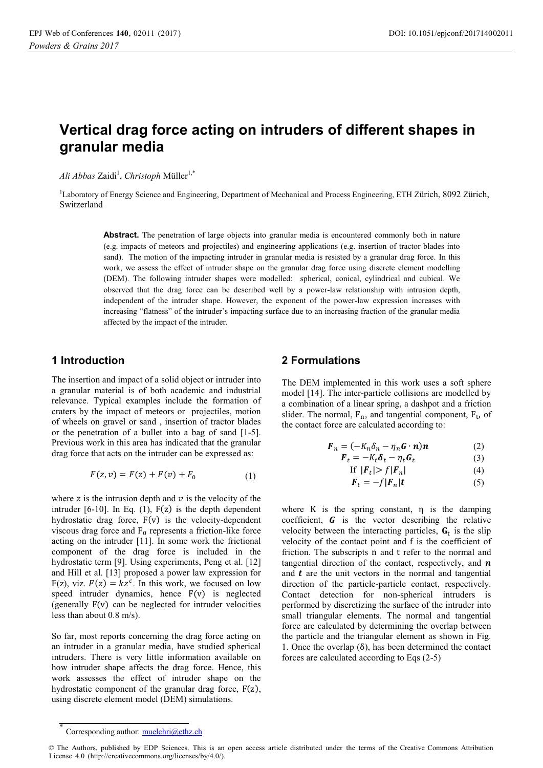# Vertical drag force acting on intruders of different shapes in granular media

*Ali Abbas* Zaidi[1], *Christoph* Müller[1,*]

[1]Laboratory of Energy Science and Engineering, Department of Mechanical and Process Engineering, ETH Zürich, 8092 Zürich, Switzerland

**Abstract.** The penetration of large objects into granular media is encountered commonly both in nature (e.g. impacts of meteors and projectiles) and engineering applications (e.g. insertion of tractor blades into sand). The motion of the impacting intruder in granular media is resisted by a granular drag force. In this work, we assess the effect of intruder shape on the granular drag force using discrete element modelling (DEM). The following intruder shapes were modelled: spherical, conical, cylindrical and cubical. We observed that the drag force can be described well by a power-law relationship with intrusion depth, independent of the intruder shape. However, the exponent of the power-law expression increases with increasing "flatness" of the intruder's impacting surface due to an increasing fraction of the granular media affected by the impact of the intruder.

## 1 Introduction

The insertion and impact of a solid object or intruder into a granular material is of both academic and industrial relevance. Typical examples include the formation of craters by the impact of meteors or projectiles, motion of wheels on gravel or sand , insertion of tractor blades into sand or the penetration of a bullet into a bag of sand [1-5]. Previous work in this area has indicated that the granular drag force that acts on the intruder can be expressed as:

$$F(z,v) = F(z) + F(v) + F_0 \tag{1}$$

where $z$ is the intrusion depth and $v$ is the velocity of the intruder [6-10]. In Eq. (1), $F(z)$ is the depth dependent hydrostatic drag force, $F(v)$ is the velocity-dependent viscous drag force and $F_0$ represents a friction-like force acting on the intruder [11]. In some work the frictional component of the drag force is included in the hydrostatic term [9]. Using experiments, Peng et al. [12] and Hill et al. [13] proposed a power law expression for $F(z)$, viz. $F(z) = kz^c$. In this work, we focused on low speed intruder dynamics, hence $F(v)$ is neglected (generally $F(v)$ can be neglected for intruder velocities less than about 0.8 m/s).

So far, most reports concerning the drag force acting on an intruder in a granular media, have studied spherical intruders. There is very little information available on how intruder shape affects the drag force. Hence, this work assesses the effect of intruder shape on the hydrostatic component of the granular drag force, $F(z)$, using discrete element model (DEM) simulations.

## 2 Formulations

The DEM implemented in this work uses a soft sphere model [14]. The inter-particle collisions are modelled by a combination of a linear spring, a dashpot and a friction slider. The normal, $F_n$, and tangential component, $F_t$, of the contact force are calculated according to:

$$\boldsymbol{F}_n = (-K_n\delta_n - \eta_n \boldsymbol{G}\cdot\boldsymbol{n})\boldsymbol{n} \tag{2}$$

$$\boldsymbol{F}_t = -K_t\boldsymbol{\delta}_t - \eta_t\boldsymbol{G}_t \tag{3}$$

$$\text{If } |\boldsymbol{F}_t| > f|\boldsymbol{F}_n| \tag{4}$$

$$\boldsymbol{F}_t = -f|\boldsymbol{F}_n|\boldsymbol{t} \tag{5}$$

where K is the spring constant, η is the damping coefficient, $\boldsymbol{G}$ is the vector describing the relative velocity between the interacting particles, $\boldsymbol{G}_t$ is the slip velocity of the contact point and f is the coefficient of friction. The subscripts n and t refer to the normal and tangential direction of the contact, respectively, and $\boldsymbol{n}$ and $\boldsymbol{t}$ are the unit vectors in the normal and tangential direction of the particle-particle contact, respectively. Contact detection for non-spherical intruders is performed by discretizing the surface of the intruder into small triangular elements. The normal and tangential force are calculated by determining the overlap between the particle and the triangular element as shown in Fig. 1. Once the overlap (δ), has been determined the contact forces are calculated according to Eqs (2-5)

* Corresponding author: muelchri@ethz.ch

© The Authors, published by EDP Sciences. This is an open access article distributed under the terms of the Creative Commons Attribution License 4.0 (http://creativecommons.org/licenses/by/4.0/).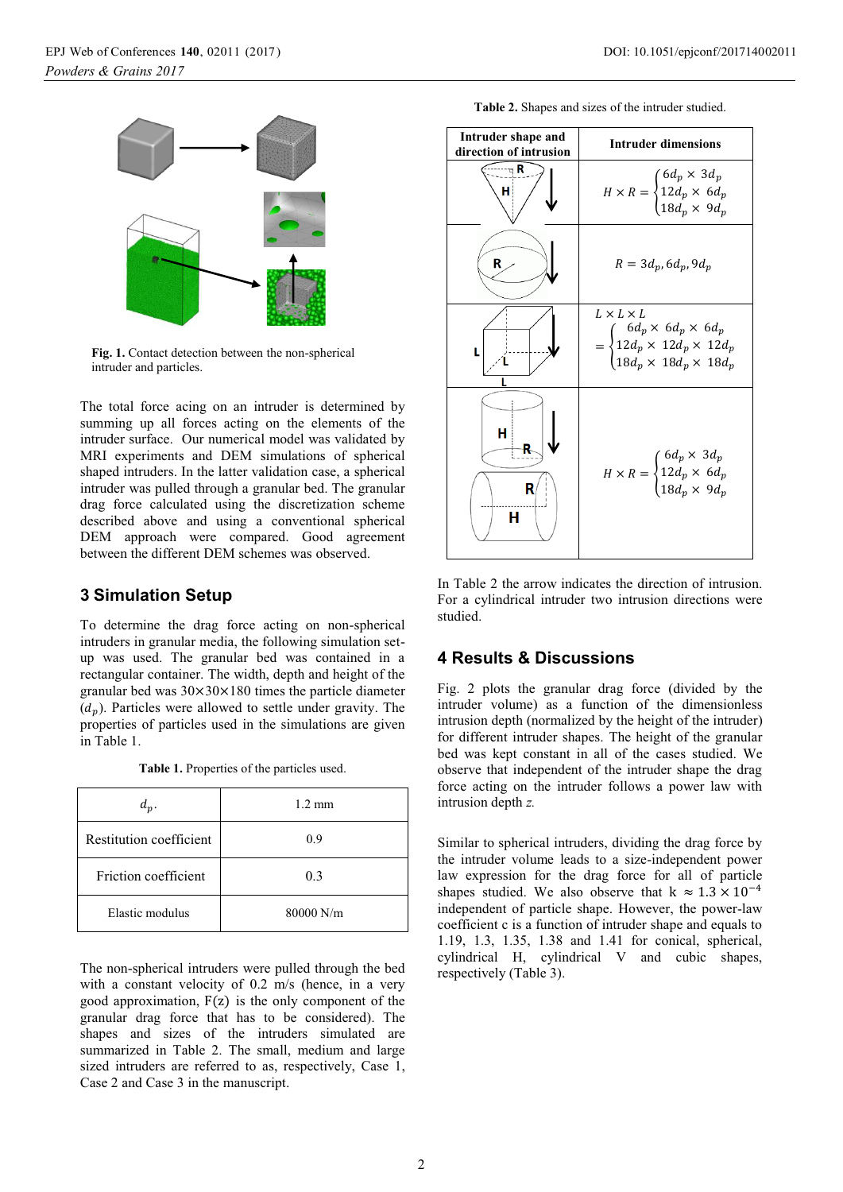**Fig. 1.** Contact detection between the non-spherical intruder and particles.

The total force acing on an intruder is determined by summing up all forces acting on the elements of the intruder surface. Our numerical model was validated by MRI experiments and DEM simulations of spherical shaped intruders. In the latter validation case, a spherical intruder was pulled through a granular bed. The granular drag force calculated using the discretization scheme described above and using a conventional spherical DEM approach were compared. Good agreement between the different DEM schemes was observed.

## 3 Simulation Setup

To determine the drag force acting on non-spherical intruders in granular media, the following simulation set-up was used. The granular bed was contained in a rectangular container. The width, depth and height of the granular bed was 30×30×180 times the particle diameter ($d_p$). Particles were allowed to settle under gravity. The properties of particles used in the simulations are given in Table 1.

**Table 1.** Properties of the particles used.

| $d_p$. | 1.2 mm |
|---|---|
| Restitution coefficient | 0.9 |
| Friction coefficient | 0.3 |
| Elastic modulus | 80000 N/m |

The non-spherical intruders were pulled through the bed with a constant velocity of 0.2 m/s (hence, in a very good approximation, F(z) is the only component of the granular drag force that has to be considered). The shapes and sizes of the intruders simulated are summarized in Table 2. The small, medium and large sized intruders are referred to as, respectively, Case 1, Case 2 and Case 3 in the manuscript.

**Table 2.** Shapes and sizes of the intruder studied.

| Intruder shape and direction of intrusion | Intruder dimensions |
|---|---|
| Cone (H, R) | $H \times R = \begin{cases} 6d_p \times 3d_p \\ 12d_p \times 6d_p \\ 18d_p \times 9d_p \end{cases}$ |
| Sphere (R) | $R = 3d_p, 6d_p, 9d_p$ |
| Cube (L) | $L \times L \times L = \begin{cases} 6d_p \times 6d_p \times 6d_p \\ 12d_p \times 12d_p \times 12d_p \\ 18d_p \times 18d_p \times 18d_p \end{cases}$ |
| Cylinder (H, R), vertical and horizontal | $H \times R = \begin{cases} 6d_p \times 3d_p \\ 12d_p \times 6d_p \\ 18d_p \times 9d_p \end{cases}$ |

In Table 2 the arrow indicates the direction of intrusion. For a cylindrical intruder two intrusion directions were studied.

## 4 Results & Discussions

Fig. 2 plots the granular drag force (divided by the intruder volume) as a function of the dimensionless intrusion depth (normalized by the height of the intruder) for different intruder shapes. The height of the granular bed was kept constant in all of the cases studied. We observe that independent of the intruder shape the drag force acting on the intruder follows a power law with intrusion depth *z*.

Similar to spherical intruders, dividing the drag force by the intruder volume leads to a size-independent power law expression for the drag force for all of particle shapes studied. We also observe that k $\approx 1.3 \times 10^{-4}$ independent of particle shape. However, the power-law coefficient c is a function of intruder shape and equals to 1.19, 1.3, 1.35, 1.38 and 1.41 for conical, spherical, cylindrical H, cylindrical V and cubic shapes, respectively (Table 3).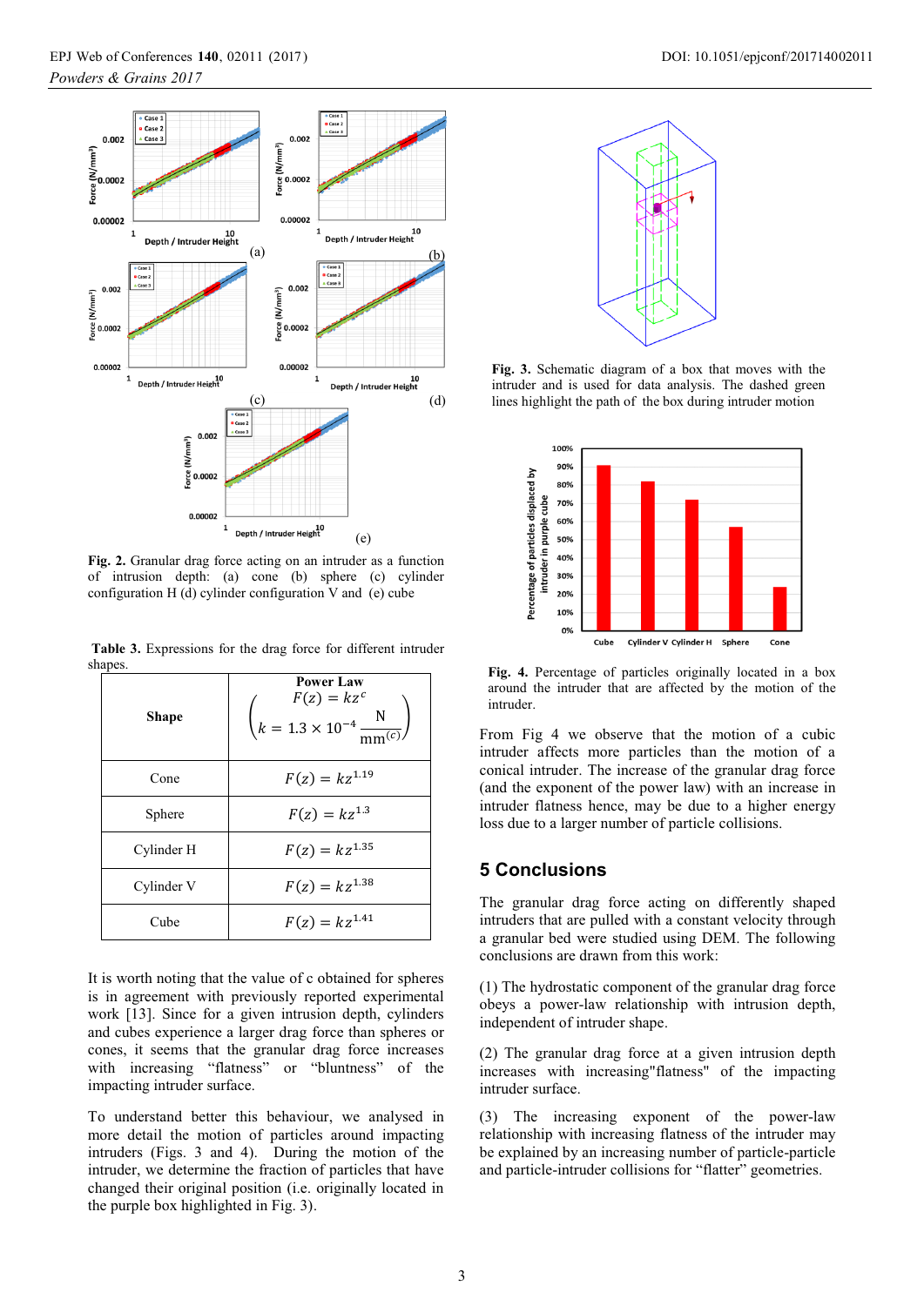**Fig. 2.** Granular drag force acting on an intruder as a function of intrusion depth: (a) cone (b) sphere (c) cylinder configuration H (d) cylinder configuration V and (e) cube

**Table 3.** Expressions for the drag force for different intruder shapes.

| Shape | Power Law $F(z) = kz^c$ $\left(k = 1.3 \times 10^{-4} \frac{\text{N}}{\text{mm}^{(c)}}\right)$ |
|---|---|
| Cone | $F(z) = kz^{1.19}$ |
| Sphere | $F(z) = kz^{1.3}$ |
| Cylinder H | $F(z) = kz^{1.35}$ |
| Cylinder V | $F(z) = kz^{1.38}$ |
| Cube | $F(z) = kz^{1.41}$ |

It is worth noting that the value of c obtained for spheres is in agreement with previously reported experimental work [13]. Since for a given intrusion depth, cylinders and cubes experience a larger drag force than spheres or cones, it seems that the granular drag force increases with increasing "flatness" or "bluntness" of the impacting intruder surface.

To understand better this behaviour, we analysed in more detail the motion of particles around impacting intruders (Figs. 3 and 4). During the motion of the intruder, we determine the fraction of particles that have changed their original position (i.e. originally located in the purple box highlighted in Fig. 3).

**Fig. 3.** Schematic diagram of a box that moves with the intruder and is used for data analysis. The dashed green lines highlight the path of the box during intruder motion

**Fig. 4.** Percentage of particles originally located in a box around the intruder that are affected by the motion of the intruder.

From Fig 4 we observe that the motion of a cubic intruder affects more particles than the motion of a conical intruder. The increase of the granular drag force (and the exponent of the power law) with an increase in intruder flatness hence, may be due to a higher energy loss due to a larger number of particle collisions.

## 5 Conclusions

The granular drag force acting on differently shaped intruders that are pulled with a constant velocity through a granular bed were studied using DEM. The following conclusions are drawn from this work:

(1) The hydrostatic component of the granular drag force obeys a power-law relationship with intrusion depth, independent of intruder shape.

(2) The granular drag force at a given intrusion depth increases with increasing"flatness" of the impacting intruder surface.

(3) The increasing exponent of the power-law relationship with increasing flatness of the intruder may be explained by an increasing number of particle-particle and particle-intruder collisions for "flatter" geometries.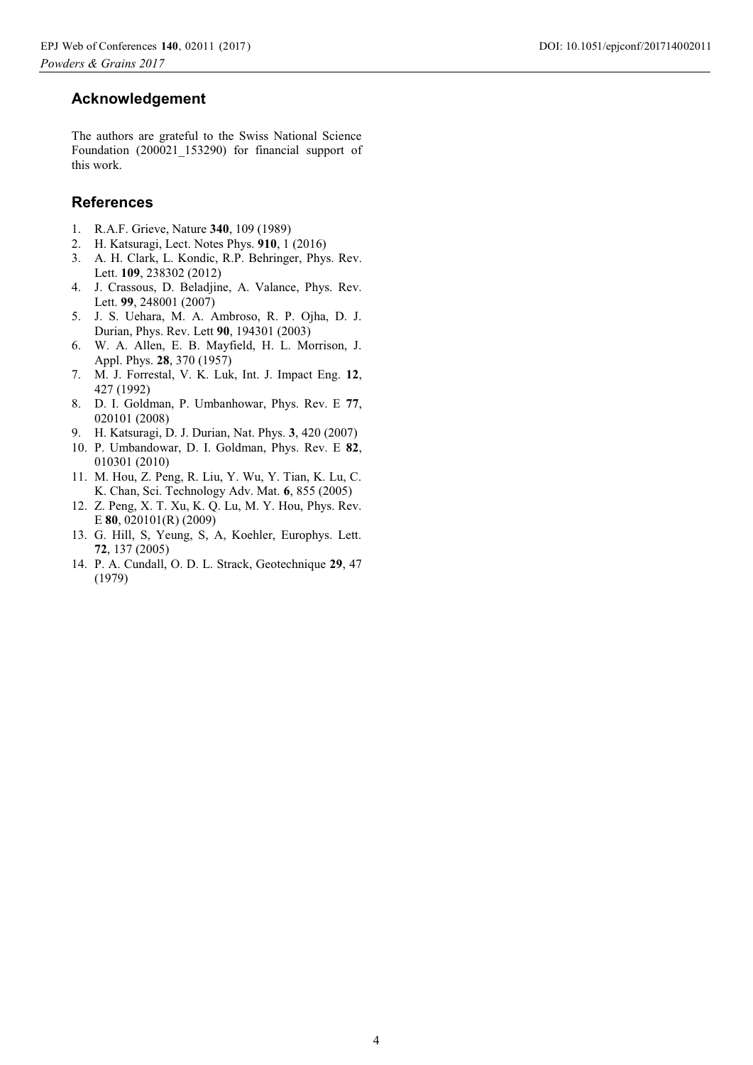## Acknowledgement

The authors are grateful to the Swiss National Science Foundation (200021_153290) for financial support of this work.

## References

1. R.A.F. Grieve, Nature **340**, 109 (1989)
2. H. Katsuragi, Lect. Notes Phys. **910**, 1 (2016)
3. A. H. Clark, L. Kondic, R.P. Behringer, Phys. Rev. Lett. **109**, 238302 (2012)
4. J. Crassous, D. Beladjine, A. Valance, Phys. Rev. Lett. **99**, 248001 (2007)
5. J. S. Uehara, M. A. Ambroso, R. P. Ojha, D. J. Durian, Phys. Rev. Lett **90**, 194301 (2003)
6. W. A. Allen, E. B. Mayfield, H. L. Morrison, J. Appl. Phys. **28**, 370 (1957)
7. M. J. Forrestal, V. K. Luk, Int. J. Impact Eng. **12**, 427 (1992)
8. D. I. Goldman, P. Umbanhowar, Phys. Rev. E **77**, 020101 (2008)
9. H. Katsuragi, D. J. Durian, Nat. Phys. **3**, 420 (2007)
10. P. Umbandowar, D. I. Goldman, Phys. Rev. E **82**, 010301 (2010)
11. M. Hou, Z. Peng, R. Liu, Y. Wu, Y. Tian, K. Lu, C. K. Chan, Sci. Technology Adv. Mat. **6**, 855 (2005)
12. Z. Peng, X. T. Xu, K. Q. Lu, M. Y. Hou, Phys. Rev. E **80**, 020101(R) (2009)
13. G. Hill, S, Yeung, S, A, Koehler, Europhys. Lett. **72**, 137 (2005)
14. P. A. Cundall, O. D. L. Strack, Geotechnique **29**, 47 (1979)